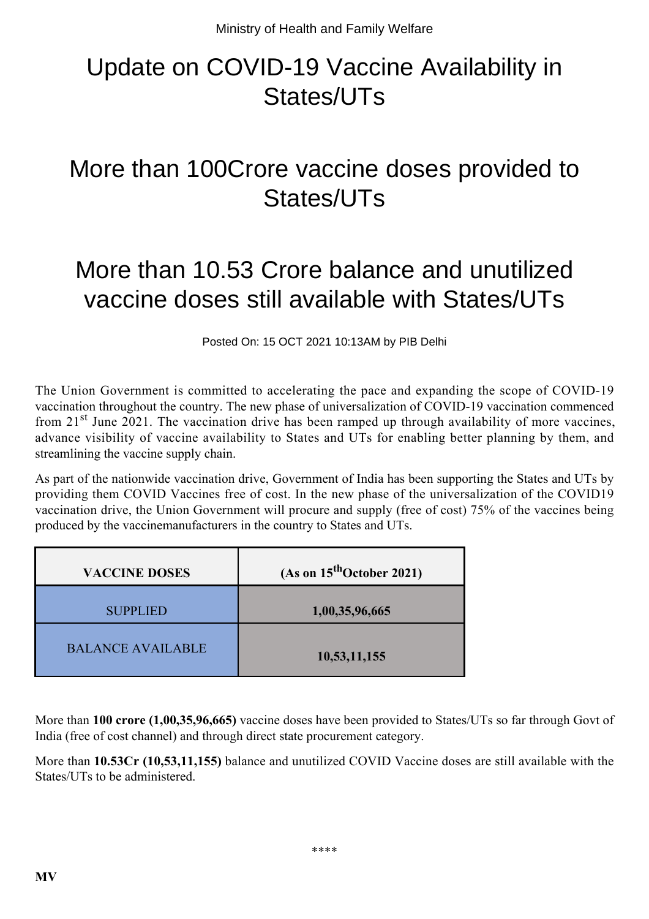Ministry of Health and Family Welfare

# Update on COVID-19 Vaccine Availability in States/UTs

## More than 100Crore vaccine doses provided to States/UTs

## More than 10.53 Crore balance and unutilized vaccine doses still available with States/UTs

Posted On: 15 OCT 2021 10:13AM by PIB Delhi

The Union Government is committed to accelerating the pace and expanding the scope of COVID-19 vaccination throughout the country. The new phase of universalization of COVID-19 vaccination commenced from 21st June 2021. The vaccination drive has been ramped up through availability of more vaccines, advance visibility of vaccine availability to States and UTs for enabling better planning by them, and streamlining the vaccine supply chain.

As part of the nationwide vaccination drive, Government of India has been supporting the States and UTs by providing them COVID Vaccines free of cost. In the new phase of the universalization of the COVID19 vaccination drive, the Union Government will procure and supply (free of cost) 75% of the vaccines being produced by the vaccinemanufacturers in the country to States and UTs.

| VACCINE DOSES | (As on 15thOctober 2021) |
|---|---|
| SUPPLIED | **1,00,35,96,665** |
| BALANCE AVAILABLE | **10,53,11,155** |

More than **100 crore (1,00,35,96,665)** vaccine doses have been provided to States/UTs so far through Govt of India (free of cost channel) and through direct state procurement category.

More than **10.53Cr (10,53,11,155)** balance and unutilized COVID Vaccine doses are still available with the States/UTs to be administered.

****

**MV**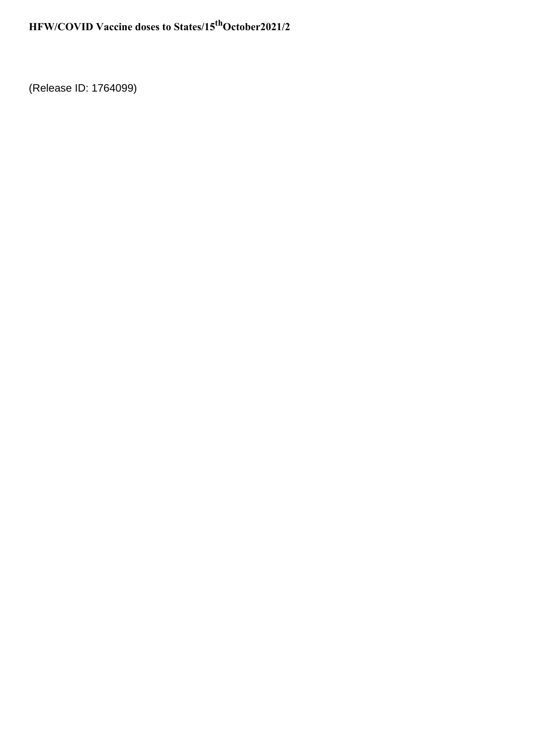**HFW/COVID Vaccine doses to States/15thOctober2021/2**

(Release ID: 1764099)